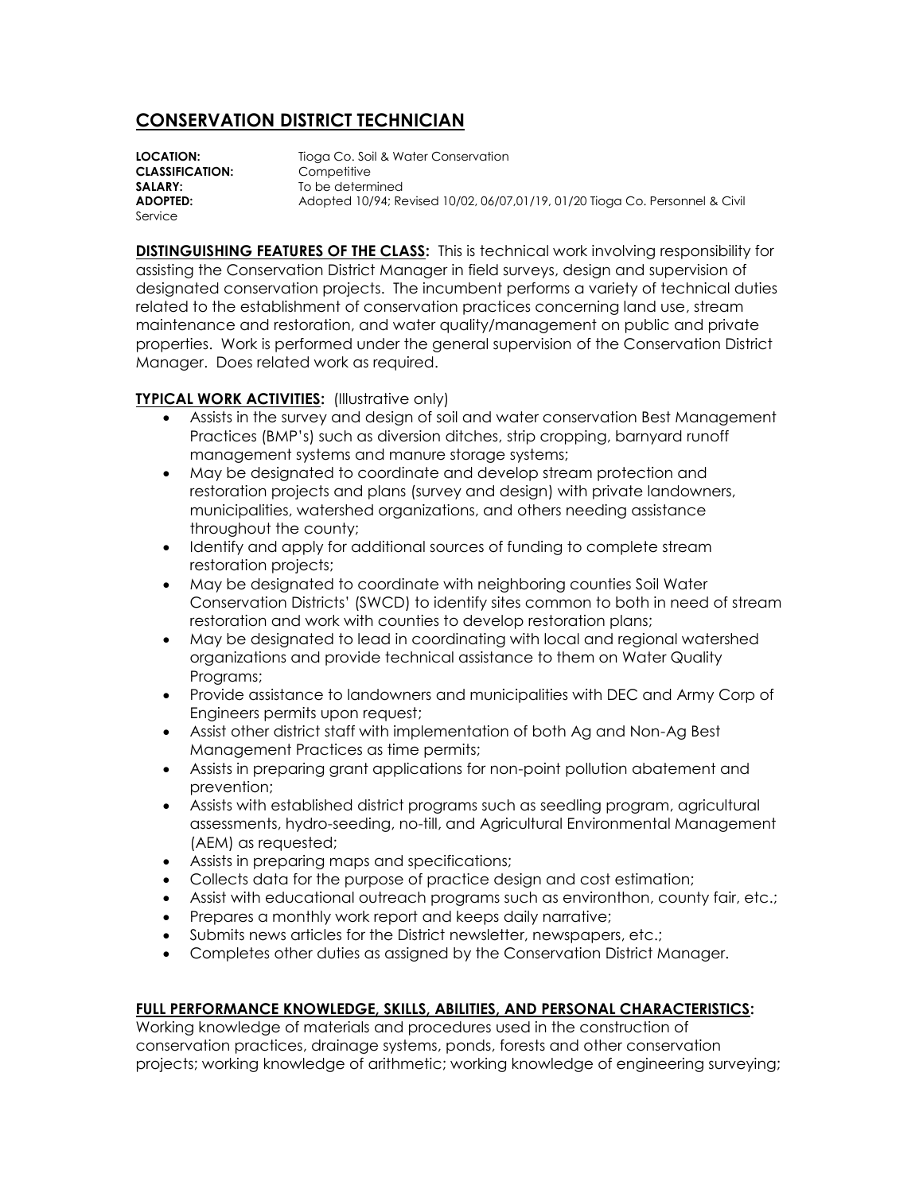# CONSERVATION DISTRICT TECHNICIAN

**LOCATION:** Tioga Co. Soil & Water Conservation
**CLASSIFICATION:** Competitive
**SALARY:** To be determined
**ADOPTED:** Adopted 10/94; Revised 10/02, 06/07,01/19, 01/20 Tioga Co. Personnel & Civil Service

**DISTINGUISHING FEATURES OF THE CLASS:** This is technical work involving responsibility for assisting the Conservation District Manager in field surveys, design and supervision of designated conservation projects. The incumbent performs a variety of technical duties related to the establishment of conservation practices concerning land use, stream maintenance and restoration, and water quality/management on public and private properties. Work is performed under the general supervision of the Conservation District Manager. Does related work as required.

**TYPICAL WORK ACTIVITIES:** (Illustrative only)

- Assists in the survey and design of soil and water conservation Best Management Practices (BMP's) such as diversion ditches, strip cropping, barnyard runoff management systems and manure storage systems;
- May be designated to coordinate and develop stream protection and restoration projects and plans (survey and design) with private landowners, municipalities, watershed organizations, and others needing assistance throughout the county;
- Identify and apply for additional sources of funding to complete stream restoration projects;
- May be designated to coordinate with neighboring counties Soil Water Conservation Districts' (SWCD) to identify sites common to both in need of stream restoration and work with counties to develop restoration plans;
- May be designated to lead in coordinating with local and regional watershed organizations and provide technical assistance to them on Water Quality Programs;
- Provide assistance to landowners and municipalities with DEC and Army Corp of Engineers permits upon request;
- Assist other district staff with implementation of both Ag and Non-Ag Best Management Practices as time permits;
- Assists in preparing grant applications for non-point pollution abatement and prevention;
- Assists with established district programs such as seedling program, agricultural assessments, hydro-seeding, no-till, and Agricultural Environmental Management (AEM) as requested;
- Assists in preparing maps and specifications;
- Collects data for the purpose of practice design and cost estimation;
- Assist with educational outreach programs such as environthon, county fair, etc.;
- Prepares a monthly work report and keeps daily narrative;
- Submits news articles for the District newsletter, newspapers, etc.;
- Completes other duties as assigned by the Conservation District Manager.

**FULL PERFORMANCE KNOWLEDGE, SKILLS, ABILITIES, AND PERSONAL CHARACTERISTICS:**
Working knowledge of materials and procedures used in the construction of conservation practices, drainage systems, ponds, forests and other conservation projects; working knowledge of arithmetic; working knowledge of engineering surveying;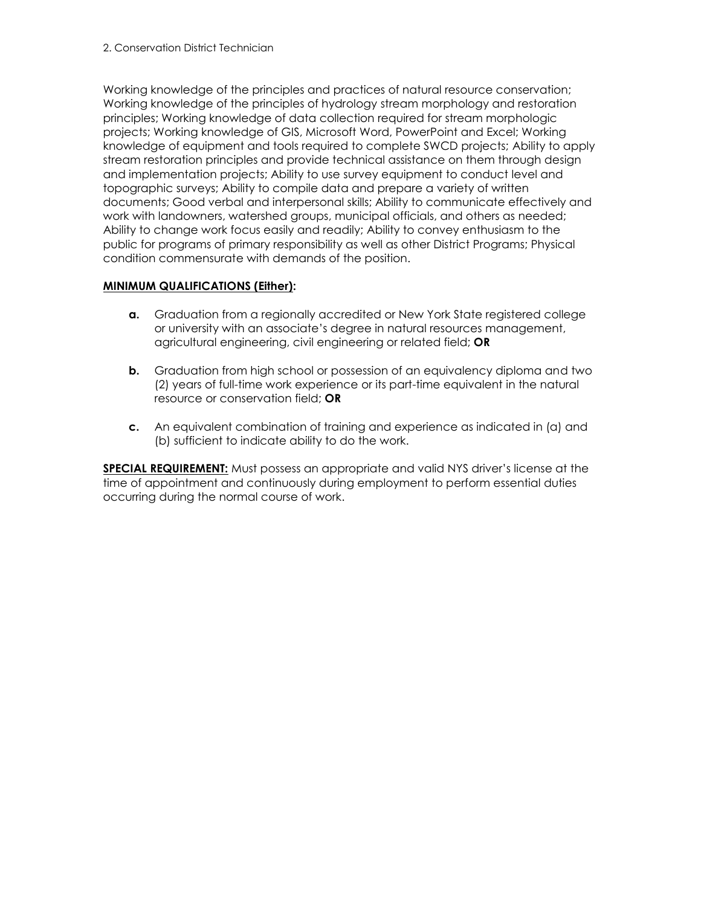Working knowledge of the principles and practices of natural resource conservation; Working knowledge of the principles of hydrology stream morphology and restoration principles; Working knowledge of data collection required for stream morphologic projects; Working knowledge of GIS, Microsoft Word, PowerPoint and Excel; Working knowledge of equipment and tools required to complete SWCD projects; Ability to apply stream restoration principles and provide technical assistance on them through design and implementation projects; Ability to use survey equipment to conduct level and topographic surveys; Ability to compile data and prepare a variety of written documents; Good verbal and interpersonal skills; Ability to communicate effectively and work with landowners, watershed groups, municipal officials, and others as needed; Ability to change work focus easily and readily; Ability to convey enthusiasm to the public for programs of primary responsibility as well as other District Programs; Physical condition commensurate with demands of the position.

**MINIMUM QUALIFICATIONS (Either):**

- **a.** Graduation from a regionally accredited or New York State registered college or university with an associate's degree in natural resources management, agricultural engineering, civil engineering or related field; **OR**
- **b.** Graduation from high school or possession of an equivalency diploma and two (2) years of full-time work experience or its part-time equivalent in the natural resource or conservation field; **OR**
- **c.** An equivalent combination of training and experience as indicated in (a) and (b) sufficient to indicate ability to do the work.

**SPECIAL REQUIREMENT:** Must possess an appropriate and valid NYS driver's license at the time of appointment and continuously during employment to perform essential duties occurring during the normal course of work.